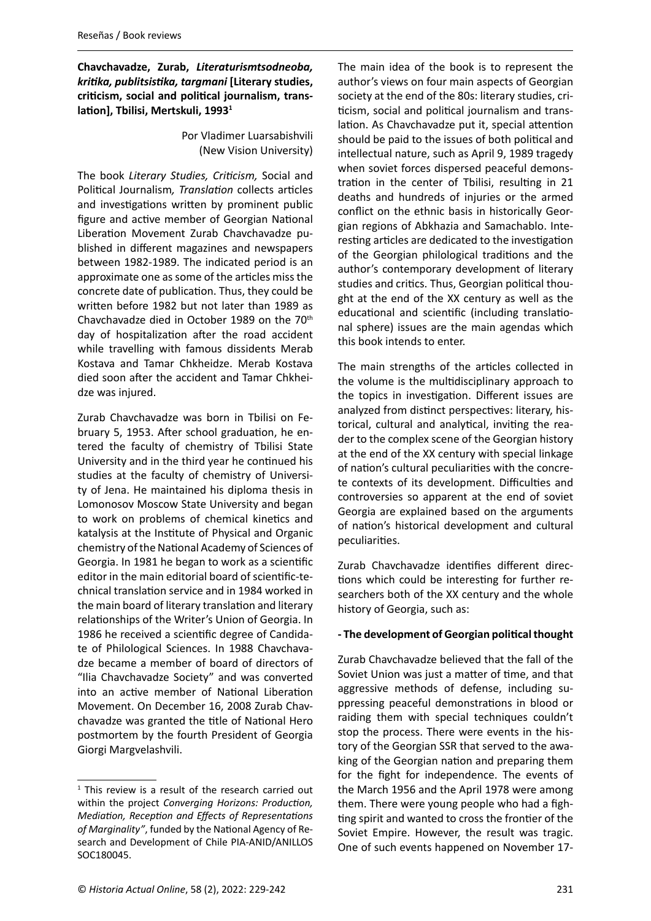**Chavchavadze, Zurab, *Literaturismtsodneoba, kritika, publitsistika, targmani* [Literary studies, criticism, social and political journalism, translation], Tbilisi, Mertskuli, 1993**[1]

Por Vladimer Luarsabishvili
(New Vision University)

The book *Literary Studies, Criticism,* Social and Political Journalism*, Translation* collects articles and investigations written by prominent public figure and active member of Georgian National Liberation Movement Zurab Chavchavadze published in different magazines and newspapers between 1982-1989. The indicated period is an approximate one as some of the articles miss the concrete date of publication. Thus, they could be written before 1982 but not later than 1989 as Chavchavadze died in October 1989 on the 70th day of hospitalization after the road accident while travelling with famous dissidents Merab Kostava and Tamar Chkheidze. Merab Kostava died soon after the accident and Tamar Chkheidze was injured.

Zurab Chavchavadze was born in Tbilisi on February 5, 1953. After school graduation, he entered the faculty of chemistry of Tbilisi State University and in the third year he continued his studies at the faculty of chemistry of University of Jena. He maintained his diploma thesis in Lomonosov Moscow State University and began to work on problems of chemical kinetics and katalysis at the Institute of Physical and Organic chemistry of the National Academy of Sciences of Georgia. In 1981 he began to work as a scientific editor in the main editorial board of scientific-technical translation service and in 1984 worked in the main board of literary translation and literary relationships of the Writer's Union of Georgia. In 1986 he received a scientific degree of Candidate of Philological Sciences. In 1988 Chavchavadze became a member of board of directors of "Ilia Chavchavadze Society" and was converted into an active member of National Liberation Movement. On December 16, 2008 Zurab Chavchavadze was granted the title of National Hero postmortem by the fourth President of Georgia Giorgi Margvelashvili.

The main idea of the book is to represent the author's views on four main aspects of Georgian society at the end of the 80s: literary studies, criticism, social and political journalism and translation. As Chavchavadze put it, special attention should be paid to the issues of both political and intellectual nature, such as April 9, 1989 tragedy when soviet forces dispersed peaceful demonstration in the center of Tbilisi, resulting in 21 deaths and hundreds of injuries or the armed conflict on the ethnic basis in historically Georgian regions of Abkhazia and Samachablo. Interesting articles are dedicated to the investigation of the Georgian philological traditions and the author's contemporary development of literary studies and critics. Thus, Georgian political thought at the end of the XX century as well as the educational and scientific (including translational sphere) issues are the main agendas which this book intends to enter.

The main strengths of the articles collected in the volume is the multidisciplinary approach to the topics in investigation. Different issues are analyzed from distinct perspectives: literary, historical, cultural and analytical, inviting the reader to the complex scene of the Georgian history at the end of the XX century with special linkage of nation's cultural peculiarities with the concrete contexts of its development. Difficulties and controversies so apparent at the end of soviet Georgia are explained based on the arguments of nation's historical development and cultural peculiarities.

Zurab Chavchavadze identifies different directions which could be interesting for further researchers both of the XX century and the whole history of Georgia, such as:

**- The development of Georgian political thought**

Zurab Chavchavadze believed that the fall of the Soviet Union was just a matter of time, and that aggressive methods of defense, including suppressing peaceful demonstrations in blood or raiding them with special techniques couldn't stop the process. There were events in the history of the Georgian SSR that served to the awaking of the Georgian nation and preparing them for the fight for independence. The events of the March 1956 and the April 1978 were among them. There were young people who had a fighting spirit and wanted to cross the frontier of the Soviet Empire. However, the result was tragic. One of such events happened on November 17-

[1] This review is a result of the research carried out within the project *Converging Horizons: Production, Mediation, Reception and Effects of Representations of Marginality"*, funded by the National Agency of Research and Development of Chile PIA-ANID/ANILLOS SOC180045.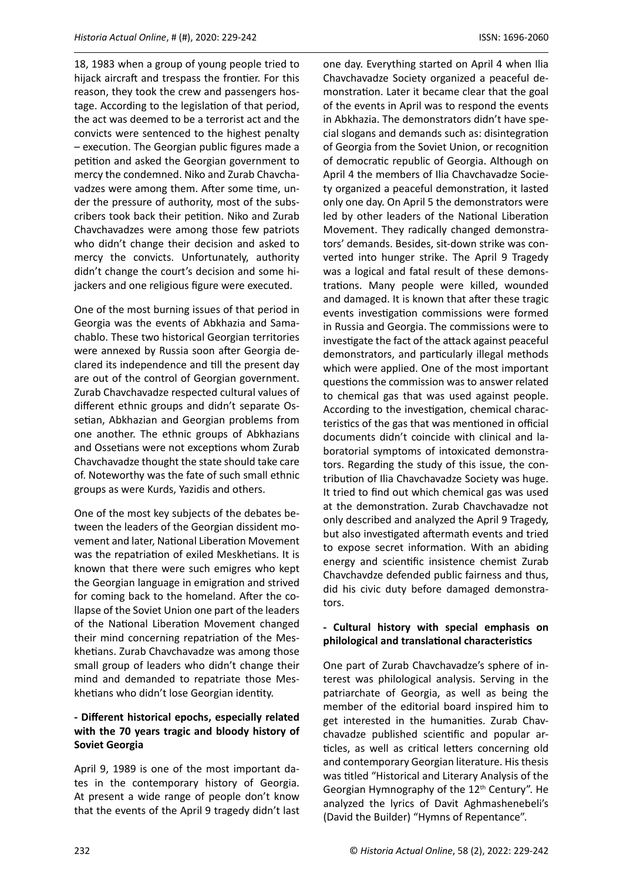18, 1983 when a group of young people tried to hijack aircraft and trespass the frontier. For this reason, they took the crew and passengers hostage. According to the legislation of that period, the act was deemed to be a terrorist act and the convicts were sentenced to the highest penalty – execution. The Georgian public figures made a petition and asked the Georgian government to mercy the condemned. Niko and Zurab Chavchavadzes were among them. After some time, under the pressure of authority, most of the subscribers took back their petition. Niko and Zurab Chavchavadzes were among those few patriots who didn't change their decision and asked to mercy the convicts. Unfortunately, authority didn't change the court's decision and some hijackers and one religious figure were executed.

One of the most burning issues of that period in Georgia was the events of Abkhazia and Samachablo. These two historical Georgian territories were annexed by Russia soon after Georgia declared its independence and till the present day are out of the control of Georgian government. Zurab Chavchavadze respected cultural values of different ethnic groups and didn't separate Ossetian, Abkhazian and Georgian problems from one another. The ethnic groups of Abkhazians and Ossetians were not exceptions whom Zurab Chavchavadze thought the state should take care of. Noteworthy was the fate of such small ethnic groups as were Kurds, Yazidis and others.

One of the most key subjects of the debates between the leaders of the Georgian dissident movement and later, National Liberation Movement was the repatriation of exiled Meskhetians. It is known that there were such emigres who kept the Georgian language in emigration and strived for coming back to the homeland. After the collapse of the Soviet Union one part of the leaders of the National Liberation Movement changed their mind concerning repatriation of the Meskhetians. Zurab Chavchavadze was among those small group of leaders who didn't change their mind and demanded to repatriate those Meskhetians who didn't lose Georgian identity.

**- Different historical epochs, especially related with the 70 years tragic and bloody history of Soviet Georgia**

April 9, 1989 is one of the most important dates in the contemporary history of Georgia. At present a wide range of people don't know that the events of the April 9 tragedy didn't last one day. Everything started on April 4 when Ilia Chavchavadze Society organized a peaceful demonstration. Later it became clear that the goal of the events in April was to respond the events in Abkhazia. The demonstrators didn't have special slogans and demands such as: disintegration of Georgia from the Soviet Union, or recognition of democratic republic of Georgia. Although on April 4 the members of Ilia Chavchavadze Society organized a peaceful demonstration, it lasted only one day. On April 5 the demonstrators were led by other leaders of the National Liberation Movement. They radically changed demonstrators' demands. Besides, sit-down strike was converted into hunger strike. The April 9 Tragedy was a logical and fatal result of these demonstrations. Many people were killed, wounded and damaged. It is known that after these tragic events investigation commissions were formed in Russia and Georgia. The commissions were to investigate the fact of the attack against peaceful demonstrators, and particularly illegal methods which were applied. One of the most important questions the commission was to answer related to chemical gas that was used against people. According to the investigation, chemical characteristics of the gas that was mentioned in official documents didn't coincide with clinical and laboratorial symptoms of intoxicated demonstrators. Regarding the study of this issue, the contribution of Ilia Chavchavadze Society was huge. It tried to find out which chemical gas was used at the demonstration. Zurab Chavchavadze not only described and analyzed the April 9 Tragedy, but also investigated aftermath events and tried to expose secret information. With an abiding energy and scientific insistence chemist Zurab Chavchavdze defended public fairness and thus, did his civic duty before damaged demonstrators.

**- Cultural history with special emphasis on philological and translational characteristics**

One part of Zurab Chavchavadze's sphere of interest was philological analysis. Serving in the patriarchate of Georgia, as well as being the member of the editorial board inspired him to get interested in the humanities. Zurab Chavchavadze published scientific and popular articles, as well as critical letters concerning old and contemporary Georgian literature. His thesis was titled "Historical and Literary Analysis of the Georgian Hymnography of the 12th Century". He analyzed the lyrics of Davit Aghmashenebeli's (David the Builder) "Hymns of Repentance".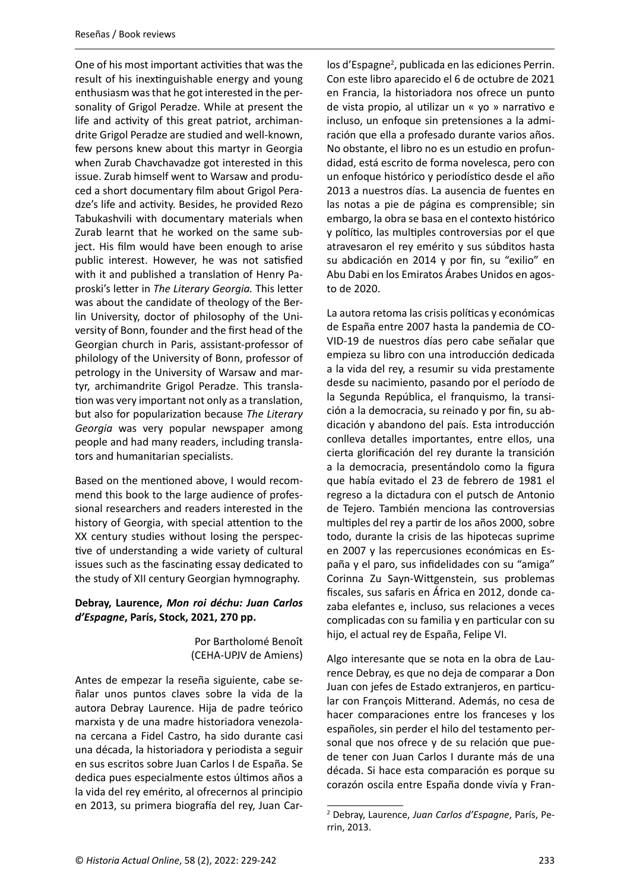One of his most important activities that was the result of his inextinguishable energy and young enthusiasm was that he got interested in the personality of Grigol Peradze. While at present the life and activity of this great patriot, archimandrite Grigol Peradze are studied and well-known, few persons knew about this martyr in Georgia when Zurab Chavchavadze got interested in this issue. Zurab himself went to Warsaw and produced a short documentary film about Grigol Peradze's life and activity. Besides, he provided Rezo Tabukashvili with documentary materials when Zurab learnt that he worked on the same subject. His film would have been enough to arise public interest. However, he was not satisfied with it and published a translation of Henry Paproski's letter in *The Literary Georgia.* This letter was about the candidate of theology of the Berlin University, doctor of philosophy of the University of Bonn, founder and the first head of the Georgian church in Paris, assistant-professor of philology of the University of Bonn, professor of petrology in the University of Warsaw and martyr, archimandrite Grigol Peradze. This translation was very important not only as a translation, but also for popularization because *The Literary Georgia* was very popular newspaper among people and had many readers, including translators and humanitarian specialists.

Based on the mentioned above, I would recommend this book to the large audience of professional researchers and readers interested in the history of Georgia, with special attention to the XX century studies without losing the perspective of understanding a wide variety of cultural issues such as the fascinating essay dedicated to the study of XII century Georgian hymnography.

**Debray, Laurence, *Mon roi déchu: Juan Carlos d'Espagne*, París, Stock, 2021, 270 pp.**

Por Bartholomé Benoît
(CEHA-UPJV de Amiens)

Antes de empezar la reseña siguiente, cabe señalar unos puntos claves sobre la vida de la autora Debray Laurence. Hija de padre teórico marxista y de una madre historiadora venezolana cercana a Fidel Castro, ha sido durante casi una década, la historiadora y periodista a seguir en sus escritos sobre Juan Carlos I de España. Se dedica pues especialmente estos últimos años a la vida del rey emérito, al ofrecernos al principio en 2013, su primera biografía del rey, Juan Carlos d'Espagne[2], publicada en las ediciones Perrin. Con este libro aparecido el 6 de octubre de 2021 en Francia, la historiadora nos ofrece un punto de vista propio, al utilizar un « yo » narrativo e incluso, un enfoque sin pretensiones a la admiración que ella a profesado durante varios años. No obstante, el libro no es un estudio en profundidad, está escrito de forma novelesca, pero con un enfoque histórico y periodístico desde el año 2013 a nuestros días. La ausencia de fuentes en las notas a pie de página es comprensible; sin embargo, la obra se basa en el contexto histórico y político, las multiples controversias por el que atravesaron el rey emérito y sus súbditos hasta su abdicación en 2014 y por fin, su "exilio" en Abu Dabi en los Emiratos Árabes Unidos en agosto de 2020.

La autora retoma las crisis políticas y económicas de España entre 2007 hasta la pandemia de COVID-19 de nuestros días pero cabe señalar que empieza su libro con una introducción dedicada a la vida del rey, a resumir su vida prestamente desde su nacimiento, pasando por el período de la Segunda República, el franquismo, la transición a la democracia, su reinado y por fin, su abdicación y abandono del país. Esta introducción conlleva detalles importantes, entre ellos, una cierta glorificación del rey durante la transición a la democracia, presentándolo como la figura que había evitado el 23 de febrero de 1981 el regreso a la dictadura con el putsch de Antonio de Tejero. También menciona las controversias multiples del rey a partir de los años 2000, sobre todo, durante la crisis de las hipotecas suprime en 2007 y las repercusiones económicas en España y el paro, sus infidelidades con su "amiga" Corinna Zu Sayn-Wittgenstein, sus problemas fiscales, sus safaris en África en 2012, donde cazaba elefantes e, incluso, sus relaciones a veces complicadas con su familia y en particular con su hijo, el actual rey de España, Felipe VI.

Algo interesante que se nota en la obra de Laurence Debray, es que no deja de comparar a Don Juan con jefes de Estado extranjeros, en particular con François Mitterand. Además, no cesa de hacer comparaciones entre los franceses y los españoles, sin perder el hilo del testamento personal que nos ofrece y de su relación que puede tener con Juan Carlos I durante más de una década. Si hace esta comparación es porque su corazón oscila entre España donde vivía y Fran-

[2] Debray, Laurence, *Juan Carlos d'Espagne*, París, Perrin, 2013.